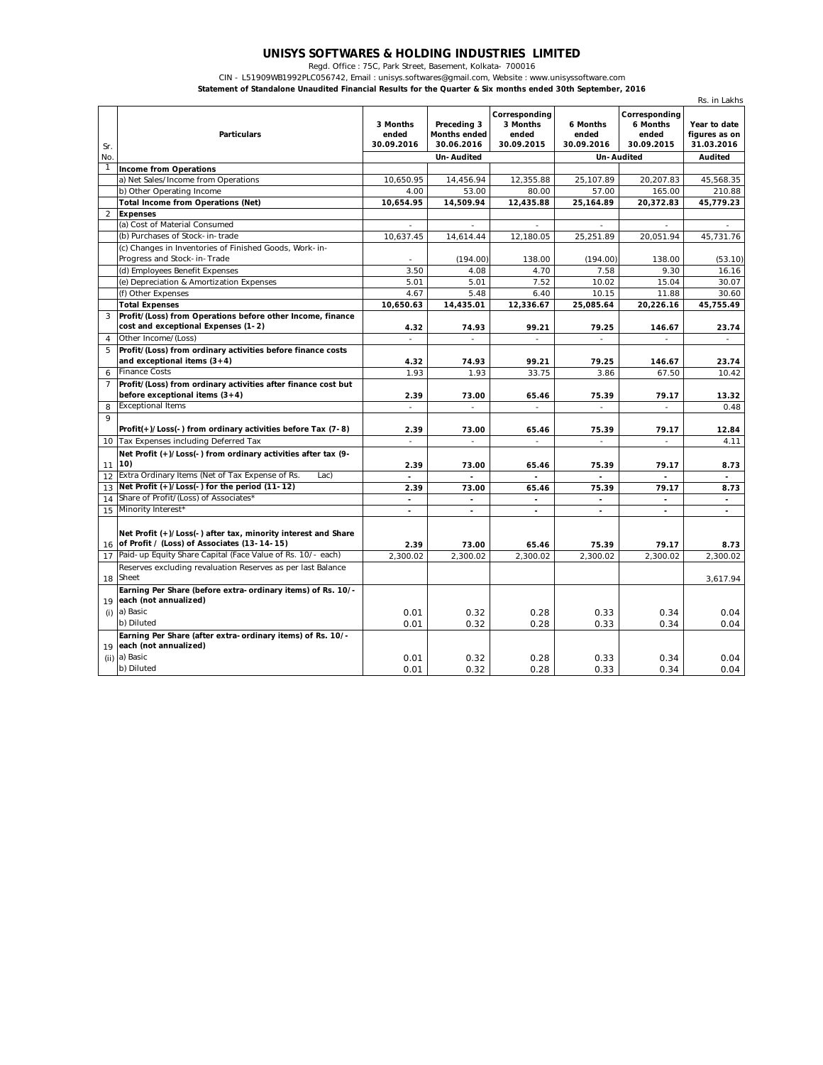# UNISYS SOFTWARES & HOLDING INDUSTRIES LIMITED

Regd. Office : 75C, Park Street, Basement, Kolkata- 700016

CIN - L51909WB1992PLC056742, Email : unisys.softwares@gmail.com, Website : www.unisyssoftware.com

**Statement of Standalone Unaudited Financial Results for the Quarter & Six months ended 30th September, 2016**

Rs. in Lakhs

| Sr. No. | Particulars | 3 Months ended 30.09.2016 | Preceding 3 Months ended 30.06.2016 | Corresponding 3 Months ended 30.09.2015 | 6 Months ended 30.09.2016 | Corresponding 6 Months ended 30.09.2015 | Year to date figures as on 31.03.2016 |
|---|---|---|---|---|---|---|---|
| | | | Un-Audited | | Un-Audited | | Audited |
| 1 | **Income from Operations** | | | | | | |
| | a) Net Sales/Income from Operations | 10,650.95 | 14,456.94 | 12,355.88 | 25,107.89 | 20,207.83 | 45,568.35 |
| | b) Other Operating Income | 4.00 | 53.00 | 80.00 | 57.00 | 165.00 | 210.88 |
| | **Total Income from Operations (Net)** | **10,654.95** | **14,509.94** | **12,435.88** | **25,164.89** | **20,372.83** | **45,779.23** |
| 2 | **Expenses** | | | | | | |
| | (a) Cost of Material Consumed | - | - | - | - | - | - |
| | (b) Purchases of Stock-in-trade | 10,637.45 | 14,614.44 | 12,180.05 | 25,251.89 | 20,051.94 | 45,731.76 |
| | (c) Changes in Inventories of Finished Goods, Work-in-Progress and Stock-in-Trade | - | (194.00) | 138.00 | (194.00) | 138.00 | (53.10) |
| | (d) Employees Benefit Expenses | 3.50 | 4.08 | 4.70 | 7.58 | 9.30 | 16.16 |
| | (e) Depreciation & Amortization Expenses | 5.01 | 5.01 | 7.52 | 10.02 | 15.04 | 30.07 |
| | (f) Other Expenses | 4.67 | 5.48 | 6.40 | 10.15 | 11.88 | 30.60 |
| | **Total Expenses** | **10,650.63** | **14,435.01** | **12,336.67** | **25,085.64** | **20,226.16** | **45,755.49** |
| 3 | **Profit/(Loss) from Operations before other Income, finance cost and exceptional Expenses (1-2)** | **4.32** | **74.93** | **99.21** | **79.25** | **146.67** | **23.74** |
| 4 | Other Income/(Loss) | - | - | - | - | - | - |
| 5 | **Profit/(Loss) from ordinary activities before finance costs and exceptional items (3+4)** | **4.32** | **74.93** | **99.21** | **79.25** | **146.67** | **23.74** |
| 6 | Finance Costs | 1.93 | 1.93 | 33.75 | 3.86 | 67.50 | 10.42 |
| 7 | **Profit/(Loss) from ordinary activities after finance cost but before exceptional items (3+4)** | **2.39** | **73.00** | **65.46** | **75.39** | **79.17** | **13.32** |
| 8 | Exceptional Items | - | - | - | - | - | 0.48 |
| 9 | **Profit(+)/Loss(-) from ordinary activities before Tax (7-8)** | **2.39** | **73.00** | **65.46** | **75.39** | **79.17** | **12.84** |
| 10 | Tax Expenses including Deferred Tax | - | - | - | - | - | 4.11 |
| 11 | **Net Profit (+)/Loss(-) from ordinary activities after tax (9-10)** | **2.39** | **73.00** | **65.46** | **75.39** | **79.17** | **8.73** |
| 12 | Extra Ordinary Items (Net of Tax Expense of Rs. Lac) | - | - | - | - | - | - |
| 13 | **Net Profit (+)/Loss(-) for the period (11-12)** | **2.39** | **73.00** | **65.46** | **75.39** | **79.17** | **8.73** |
| 14 | Share of Profit/(Loss) of Associates* | - | - | - | - | - | - |
| 15 | Minority Interest* | - | - | - | - | - | - |
| 16 | **Net Profit (+)/Loss(-) after tax, minority interest and Share of Profit / (Loss) of Associates (13-14-15)** | **2.39** | **73.00** | **65.46** | **75.39** | **79.17** | **8.73** |
| 17 | Paid-up Equity Share Capital (Face Value of Rs. 10/- each) | 2,300.02 | 2,300.02 | 2,300.02 | 2,300.02 | 2,300.02 | 2,300.02 |
| 18 | Reserves excluding revaluation Reserves as per last Balance Sheet | | | | | | 3,617.94 |
| 19 (i) | **Earning Per Share (before extra-ordinary items) of Rs. 10/- each (not annualized)** | | | | | | |
| | a) Basic | 0.01 | 0.32 | 0.28 | 0.33 | 0.34 | 0.04 |
| | b) Diluted | 0.01 | 0.32 | 0.28 | 0.33 | 0.34 | 0.04 |
| 19 (ii) | **Earning Per Share (after extra-ordinary items) of Rs. 10/- each (not annualized)** | | | | | | |
| | a) Basic | 0.01 | 0.32 | 0.28 | 0.33 | 0.34 | 0.04 |
| | b) Diluted | 0.01 | 0.32 | 0.28 | 0.33 | 0.34 | 0.04 |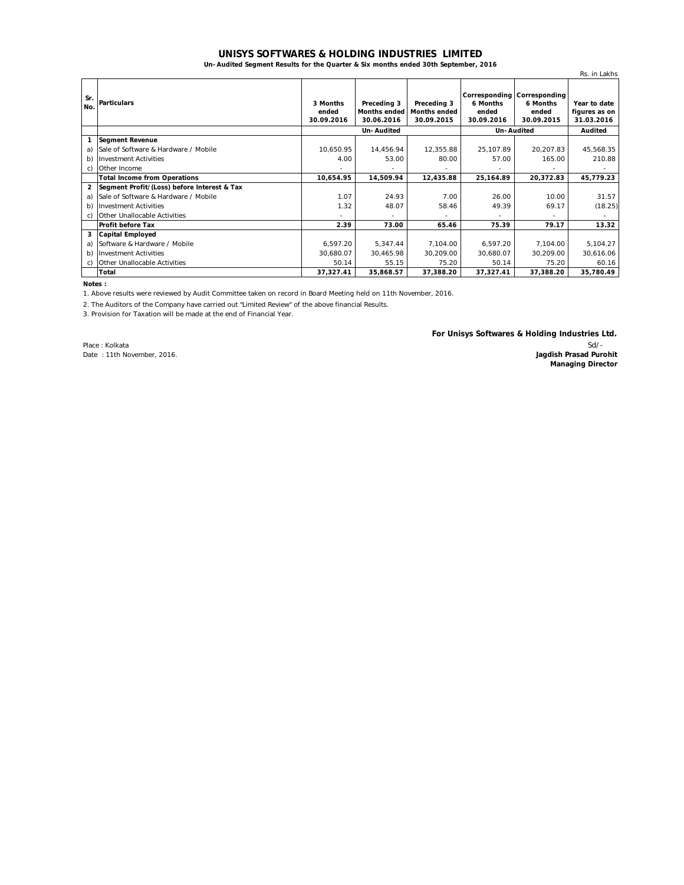# UNISYS SOFTWARES & HOLDING INDUSTRIES LIMITED

**Un-Audited Segment Results for the Quarter & Six months ended 30th September, 2016**

Rs. in Lakhs

| Sr. No. | Particulars | 3 Months ended 30.09.2016 | Preceding 3 Months ended 30.06.2016 | Preceding 3 Months ended 30.09.2015 | Corresponding 6 Months ended 30.09.2016 | Corresponding 6 Months ended 30.09.2015 | Year to date figures as on 31.03.2016 |
|---|---|---|---|---|---|---|---|
| | | Un-Audited | | | Un-Audited | | Audited |
| **1** | **Segment Revenue** | | | | | | |
| a) | Sale of Software & Hardware / Mobile | 10,650.95 | 14,456.94 | 12,355.88 | 25,107.89 | 20,207.83 | 45,568.35 |
| b) | Investment Activities | 4.00 | 53.00 | 80.00 | 57.00 | 165.00 | 210.88 |
| c) | Other Income | - | - | - | - | - | - |
| | **Total Income from Operations** | **10,654.95** | **14,509.94** | **12,435.88** | **25,164.89** | **20,372.83** | **45,779.23** |
| **2** | **Segment Profit/(Loss) before Interest & Tax** | | | | | | |
| a) | Sale of Software & Hardware / Mobile | 1.07 | 24.93 | 7.00 | 26.00 | 10.00 | 31.57 |
| b) | Investment Activities | 1.32 | 48.07 | 58.46 | 49.39 | 69.17 | (18.25) |
| c) | Other Unallocable Activities | - | - | - | - | - | - |
| | **Profit before Tax** | **2.39** | **73.00** | **65.46** | **75.39** | **79.17** | **13.32** |
| **3** | **Capital Employed** | | | | | | |
| a) | Software & Hardware / Mobile | 6,597.20 | 5,347.44 | 7,104.00 | 6,597.20 | 7,104.00 | 5,104.27 |
| b) | Investment Activities | 30,680.07 | 30,465.98 | 30,209.00 | 30,680.07 | 30,209.00 | 30,616.06 |
| c) | Other Unallocable Activities | 50.14 | 55.15 | 75.20 | 50.14 | 75.20 | 60.16 |
| | **Total** | **37,327.41** | **35,868.57** | **37,388.20** | **37,327.41** | **37,388.20** | **35,780.49** |

**Notes :**

1. Above results were reviewed by Audit Committee taken on record in Board Meeting held on 11th November, 2016.

2. The Auditors of the Company have carried out "Limited Review" of the above financial Results.

3. Provision for Taxation will be made at the end of Financial Year.

**For Unisys Softwares & Holding Industries Ltd.**

Sd/-

**Jagdish Prasad Purohit**
**Managing Director**

Place : Kolkata
Date : 11th November, 2016.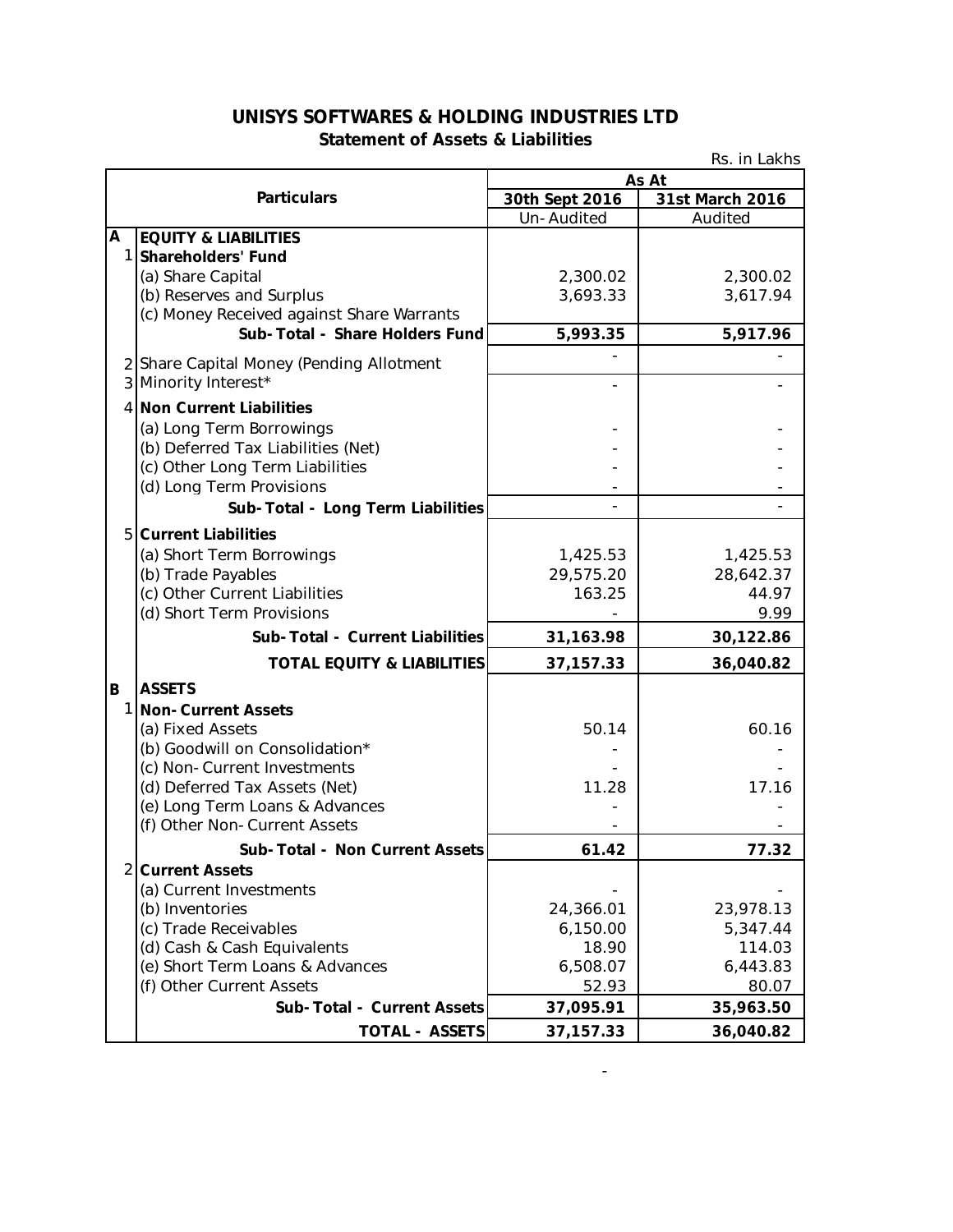# UNISYS SOFTWARES & HOLDING INDUSTRIES LTD

## Statement of Assets & Liabilities

Rs. in Lakhs

| | Particulars | As At | |
|---|---|---|---|
| | | **30th Sept 2016** | **31st March 2016** |
| | | Un-Audited | Audited |
| **A** | **EQUITY & LIABILITIES** | | |
| 1 | **Shareholders' Fund** | | |
| | (a) Share Capital | 2,300.02 | 2,300.02 |
| | (b) Reserves and Surplus | 3,693.33 | 3,617.94 |
| | (c) Money Received against Share Warrants | | |
| | **Sub-Total - Share Holders Fund** | **5,993.35** | **5,917.96** |
| 2 | Share Capital Money (Pending Allotment | - | - |
| 3 | Minority Interest* | - | - |
| 4 | **Non Current Liabilities** | | |
| | (a) Long Term Borrowings | - | - |
| | (b) Deferred Tax Liabilities (Net) | - | - |
| | (c) Other Long Term Liabilities | - | - |
| | (d) Long Term Provisions | - | - |
| | **Sub-Total - Long Term Liabilities** | - | - |
| 5 | **Current Liabilities** | | |
| | (a) Short Term Borrowings | 1,425.53 | 1,425.53 |
| | (b) Trade Payables | 29,575.20 | 28,642.37 |
| | (c) Other Current Liabilities | 163.25 | 44.97 |
| | (d) Short Term Provisions | - | 9.99 |
| | **Sub-Total - Current Liabilities** | **31,163.98** | **30,122.86** |
| | **TOTAL EQUITY & LIABILITIES** | **37,157.33** | **36,040.82** |
| **B** | **ASSETS** | | |
| 1 | **Non-Current Assets** | | |
| | (a) Fixed Assets | 50.14 | 60.16 |
| | (b) Goodwill on Consolidation* | - | - |
| | (c) Non-Current Investments | - | - |
| | (d) Deferred Tax Assets (Net) | 11.28 | 17.16 |
| | (e) Long Term Loans & Advances | - | - |
| | (f) Other Non-Current Assets | - | - |
| | **Sub-Total - Non Current Assets** | **61.42** | **77.32** |
| 2 | **Current Assets** | | |
| | (a) Current Investments | - | - |
| | (b) Inventories | 24,366.01 | 23,978.13 |
| | (c) Trade Receivables | 6,150.00 | 5,347.44 |
| | (d) Cash & Cash Equivalents | 18.90 | 114.03 |
| | (e) Short Term Loans & Advances | 6,508.07 | 6,443.83 |
| | (f) Other Current Assets | 52.93 | 80.07 |
| | **Sub-Total - Current Assets** | **37,095.91** | **35,963.50** |
| | **TOTAL - ASSETS** | **37,157.33** | **36,040.82** |